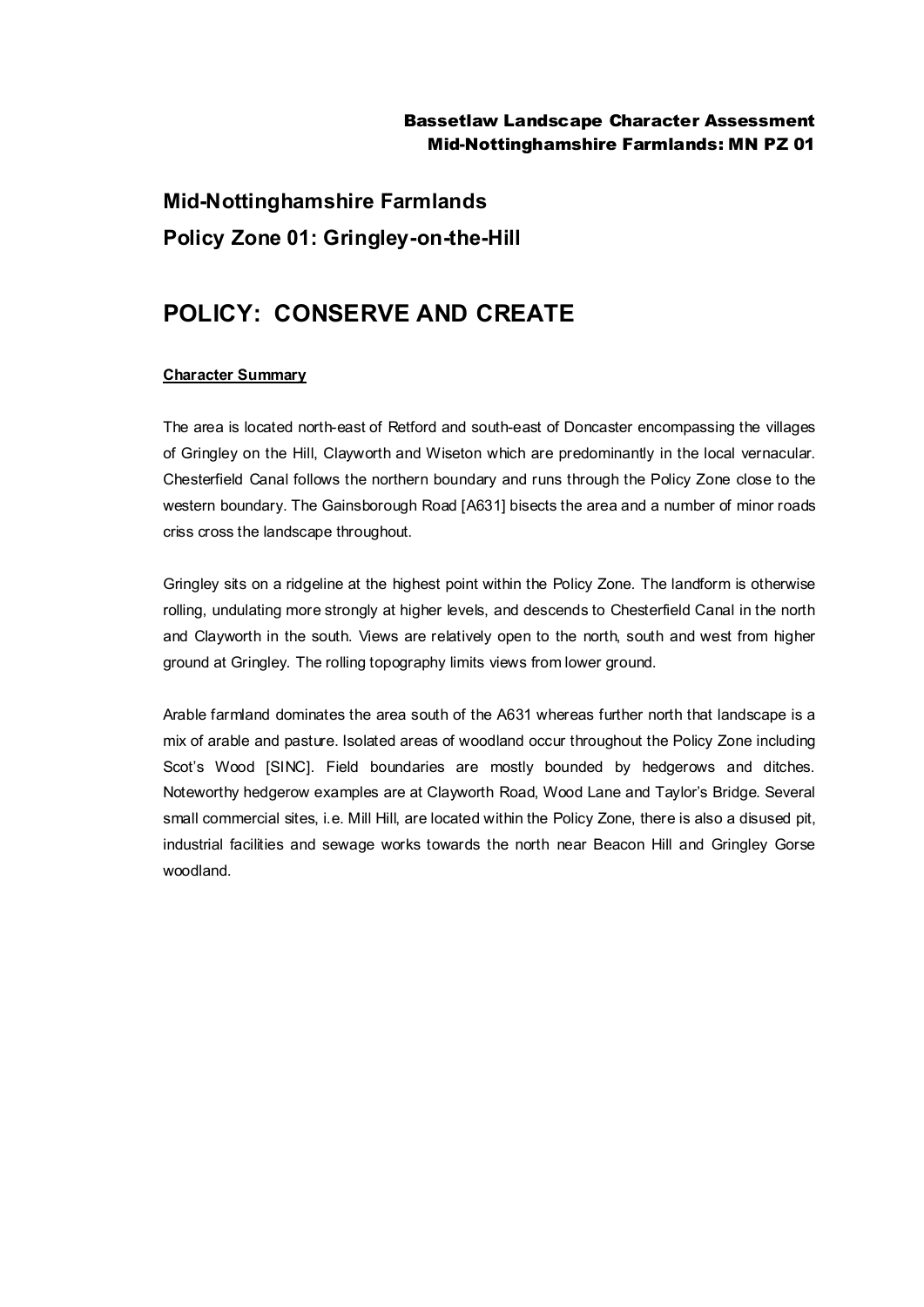# Mid-Nottinghamshire Farmlands

## Policy Zone 01: Gringley-on-the-Hill

# POLICY: CONSERVE AND CREATE

**Character Summary**

The area is located north-east of Retford and south-east of Doncaster encompassing the villages of Gringley on the Hill, Clayworth and Wiseton which are predominantly in the local vernacular. Chesterfield Canal follows the northern boundary and runs through the Policy Zone close to the western boundary. The Gainsborough Road [A631] bisects the area and a number of minor roads criss cross the landscape throughout.

Gringley sits on a ridgeline at the highest point within the Policy Zone. The landform is otherwise rolling, undulating more strongly at higher levels, and descends to Chesterfield Canal in the north and Clayworth in the south. Views are relatively open to the north, south and west from higher ground at Gringley. The rolling topography limits views from lower ground.

Arable farmland dominates the area south of the A631 whereas further north that landscape is a mix of arable and pasture. Isolated areas of woodland occur throughout the Policy Zone including Scot's Wood [SINC]. Field boundaries are mostly bounded by hedgerows and ditches. Noteworthy hedgerow examples are at Clayworth Road, Wood Lane and Taylor's Bridge. Several small commercial sites, i.e. Mill Hill, are located within the Policy Zone, there is also a disused pit, industrial facilities and sewage works towards the north near Beacon Hill and Gringley Gorse woodland.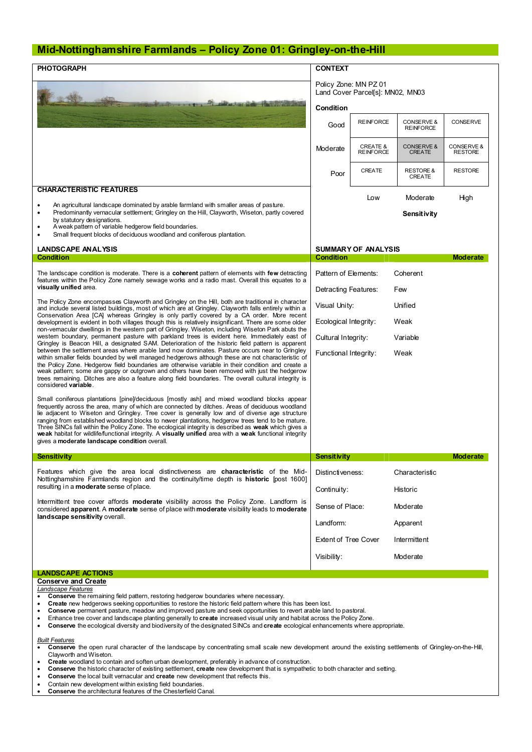# Mid-Nottinghamshire Farmlands – Policy Zone 01: Gringley-on-the-Hill

## PHOTOGRAPH

## CONTEXT

Policy Zone: MN PZ 01
Land Cover Parcel[s]: MN02, MN03

**Condition**

| | | | |
|---|---|---|---|
| Good | REINFORCE | CONSERVE & REINFORCE | CONSERVE |
| Moderate | CREATE & REINFORCE | CONSERVE & CREATE | CONSERVE & RESTORE |
| Poor | CREATE | RESTORE & CREATE | RESTORE |
| | Low | Moderate | High |

**Sensitivity**

## CHARACTERISTIC FEATURES

- An agricultural landscape dominated by arable farmland with smaller areas of pasture.
- Predominantly vernacular settlement; Gringley on the Hill, Clayworth, Wiseton, partly covered by statutory designations.
- A weak pattern of variable hedgerow field boundaries.
- Small frequent blocks of deciduous woodland and coniferous plantation.

## LANDSCAPE ANALYSIS

### Condition

The landscape condition is moderate. There is a **coherent** pattern of elements with **few** detracting features within the Policy Zone namely sewage works and a radio mast. Overall this equates to a **visually unified** area.

The Policy Zone encompasses Clayworth and Gringley on the Hill, both are traditional in character and include several listed buildings, most of which are at Gringley. Clayworth falls entirely within a Conservation Area [CA] whereas Gringley is only partly covered by a CA order. More recent development is evident in both villages though this is relatively insignificant. There are some older non-vernacular dwellings in the western part of Gringley. Wiseton, including Wiseton Park abuts the western boundary, permanent pasture with parkland trees is evident here. Immediately east of Gringley is Beacon Hill, a designated SAM. Deterioration of the historic field pattern is apparent between the settlement areas where arable land now dominates. Pasture occurs near to Gringley within smaller fields bounded by well managed hedgerows although these are not characteristic of the Policy Zone. Hedgerow field boundaries are otherwise variable in their condition and create a weak pattern; some are gappy or outgrown and others have been removed with just the hedgerow trees remaining. Ditches are also a feature along field boundaries. The overall cultural integrity is considered **variable**.

Small coniferous plantations [pine]/deciduous [mostly ash] and mixed woodland blocks appear frequently across the area, many of which are connected by ditches. Areas of deciduous woodland lie adjacent to Wiseton and Gringley. Tree cover is generally low and of diverse age structure ranging from established woodland blocks to newer plantations, hedgerow trees tend to be mature. Three SINCs fall within the Policy Zone. The ecological integrity is described as **weak** which gives a **weak** habitat for wildlife/functional integrity. A **visually unified** area with a **weak** functional integrity gives a **moderate landscape condition** overall.

## SUMMARY OF ANALYSIS

**Condition** — **Moderate**

| | |
|---|---|
| Pattern of Elements: | Coherent |
| Detracting Features: | Few |
| Visual Unity: | Unified |
| Ecological Integrity: | Weak |
| Cultural Integrity: | Variable |
| Functional Integrity: | Weak |

### Sensitivity

Features which give the area local distinctiveness are **characteristic** of the Mid-Nottinghamshire Farmlands region and the continuity/time depth is **historic** [post 1600] resulting in a **moderate** sense of place.

Intermittent tree cover affords **moderate** visibility across the Policy Zone. Landform is considered **apparent**. A **moderate** sense of place with **moderate** visibility leads to **moderate landscape sensitivity** overall.

**Sensitivity** — **Moderate**

| | |
|---|---|
| Distinctiveness: | Characteristic |
| Continuity: | Historic |
| Sense of Place: | Moderate |
| Landform: | Apparent |
| Extent of Tree Cover | Intermittent |
| Visibility: | Moderate |

## LANDSCAPE ACTIONS

### Conserve and Create

*Landscape Features*

- **Conserve** the remaining field pattern, restoring hedgerow boundaries where necessary.
- **Create** new hedgerows seeking opportunities to restore the historic field pattern where this has been lost.
- **Conserve** permanent pasture, meadow and improved pasture and seek opportunities to revert arable land to pastoral.
- Enhance tree cover and landscape planting generally to **create** increased visual unity and habitat across the Policy Zone.
- **Conserve** the ecological diversity and biodiversity of the designated SINCs and **create** ecological enhancements where appropriate.

*Built Features*

- **Conserve** the open rural character of the landscape by concentrating small scale new development around the existing settlements of Gringley-on-the-Hill, Clayworth and Wiseton.
- **Create** woodland to contain and soften urban development, preferably in advance of construction.
- **Conserve** the historic character of existing settlement, **create** new development that is sympathetic to both character and setting.
- **Conserve** the local built vernacular and **create** new development that reflects this.
- Contain new development within existing field boundaries.
- **Conserve** the architectural features of the Chesterfield Canal.